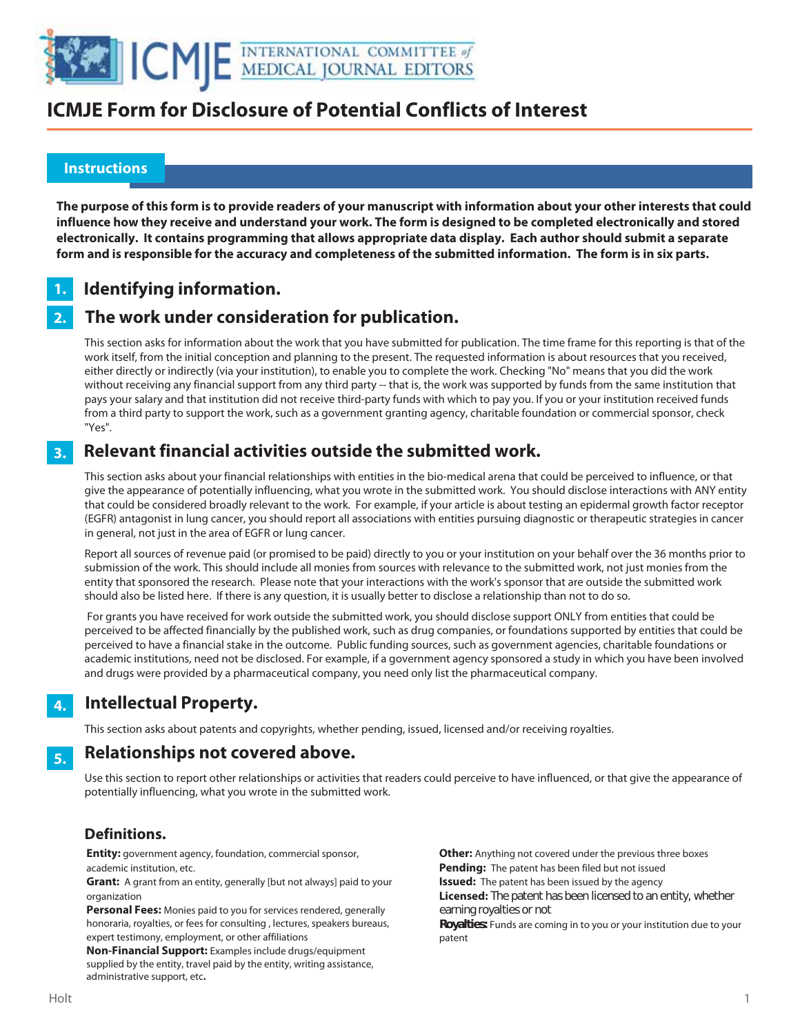# ICMJE Form for Disclosure of Potential Conflicts of Interest

## Instructions

**The purpose of this form is to provide readers of your manuscript with information about your other interests that could influence how they receive and understand your work. The form is designed to be completed electronically and stored electronically. It contains programming that allows appropriate data display. Each author should submit a separate form and is responsible for the accuracy and completeness of the submitted information. The form is in six parts.**

## 1. Identifying information.

## 2. The work under consideration for publication.

This section asks for information about the work that you have submitted for publication. The time frame for this reporting is that of the work itself, from the initial conception and planning to the present. The requested information is about resources that you received, either directly or indirectly (via your institution), to enable you to complete the work. Checking "No" means that you did the work without receiving any financial support from any third party -- that is, the work was supported by funds from the same institution that pays your salary and that institution did not receive third-party funds with which to pay you. If you or your institution received funds from a third party to support the work, such as a government granting agency, charitable foundation or commercial sponsor, check "Yes".

## 3. Relevant financial activities outside the submitted work.

This section asks about your financial relationships with entities in the bio-medical arena that could be perceived to influence, or that give the appearance of potentially influencing, what you wrote in the submitted work. You should disclose interactions with ANY entity that could be considered broadly relevant to the work. For example, if your article is about testing an epidermal growth factor receptor (EGFR) antagonist in lung cancer, you should report all associations with entities pursuing diagnostic or therapeutic strategies in cancer in general, not just in the area of EGFR or lung cancer.

Report all sources of revenue paid (or promised to be paid) directly to you or your institution on your behalf over the 36 months prior to submission of the work. This should include all monies from sources with relevance to the submitted work, not just monies from the entity that sponsored the research. Please note that your interactions with the work's sponsor that are outside the submitted work should also be listed here. If there is any question, it is usually better to disclose a relationship than not to do so.

For grants you have received for work outside the submitted work, you should disclose support ONLY from entities that could be perceived to be affected financially by the published work, such as drug companies, or foundations supported by entities that could be perceived to have a financial stake in the outcome. Public funding sources, such as government agencies, charitable foundations or academic institutions, need not be disclosed. For example, if a government agency sponsored a study in which you have been involved and drugs were provided by a pharmaceutical company, you need only list the pharmaceutical company.

## 4. Intellectual Property.

This section asks about patents and copyrights, whether pending, issued, licensed and/or receiving royalties.

## 5. Relationships not covered above.

Use this section to report other relationships or activities that readers could perceive to have influenced, or that give the appearance of potentially influencing, what you wrote in the submitted work.

### Definitions.

**Entity:** government agency, foundation, commercial sponsor, academic institution, etc.

**Grant:** A grant from an entity, generally [but not always] paid to your organization

**Personal Fees:** Monies paid to you for services rendered, generally honoraria, royalties, or fees for consulting , lectures, speakers bureaus, expert testimony, employment, or other affiliations

**Non-Financial Support:** Examples include drugs/equipment supplied by the entity, travel paid by the entity, writing assistance, administrative support, etc**.**

**Other:** Anything not covered under the previous three boxes

**Pending:** The patent has been filed but not issued

**Issued:** The patent has been issued by the agency

**Licensed:** The patent has been licensed to an entity, whether earning royalties or not

**Royalties:** Funds are coming in to you or your institution due to your patent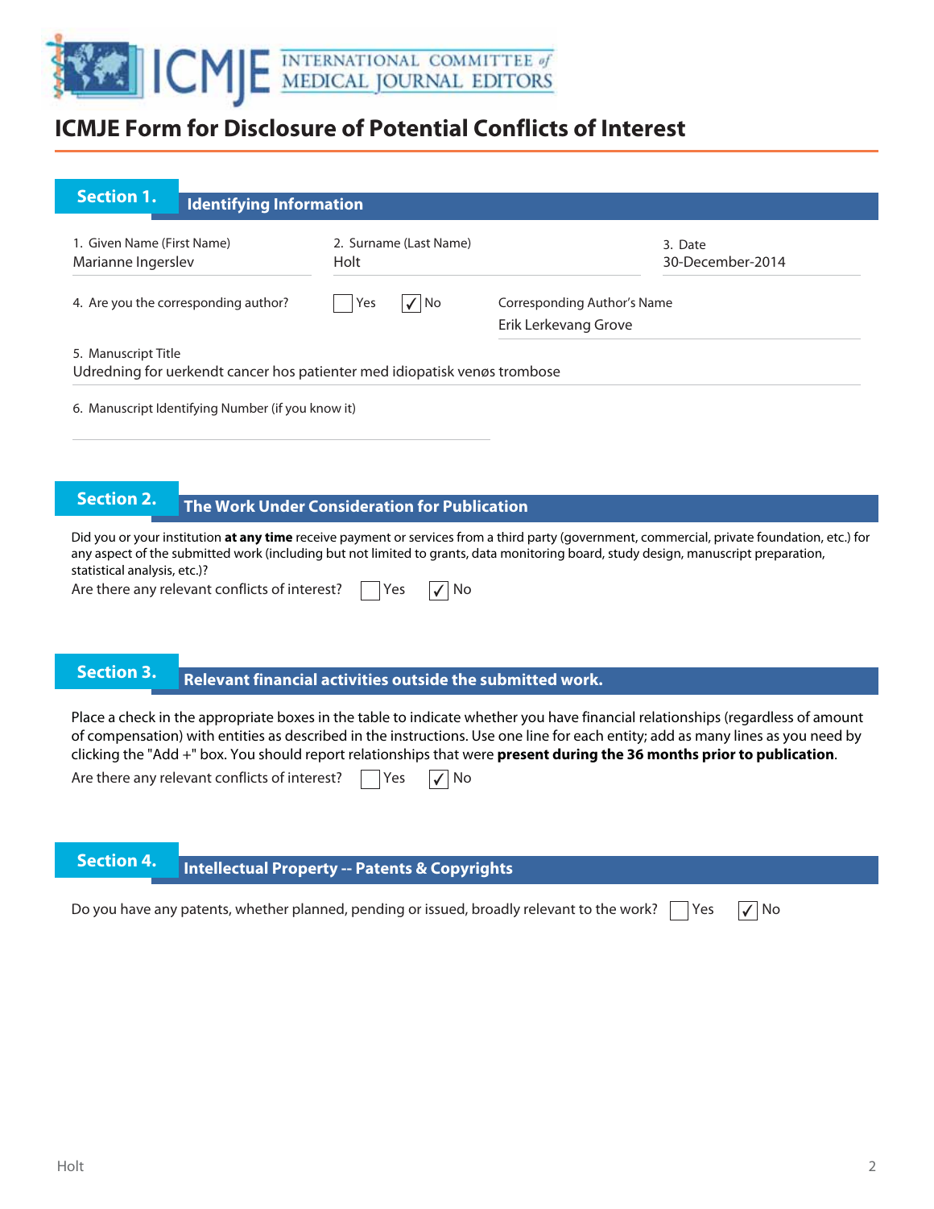# ICMJE Form for Disclosure of Potential Conflicts of Interest

## Section 1. Identifying Information

1. Given Name (First Name): Marianne Ingerslev
2. Surname (Last Name): Holt
3. Date: 30-December-2014

4. Are you the corresponding author? ☐ Yes ☑ No

Corresponding Author's Name: Erik Lerkevang Grove

5. Manuscript Title: Udredning for uerkendt cancer hos patienter med idiopatisk venøs trombose

6. Manuscript Identifying Number (if you know it):

## Section 2. The Work Under Consideration for Publication

Did you or your institution **at any time** receive payment or services from a third party (government, commercial, private foundation, etc.) for any aspect of the submitted work (including but not limited to grants, data monitoring board, study design, manuscript preparation, statistical analysis, etc.)?

Are there any relevant conflicts of interest? ☐ Yes ☑ No

## Section 3. Relevant financial activities outside the submitted work.

Place a check in the appropriate boxes in the table to indicate whether you have financial relationships (regardless of amount of compensation) with entities as described in the instructions. Use one line for each entity; add as many lines as you need by clicking the "Add +" box. You should report relationships that were **present during the 36 months prior to publication**.

Are there any relevant conflicts of interest? ☐ Yes ☑ No

## Section 4. Intellectual Property -- Patents & Copyrights

Do you have any patents, whether planned, pending or issued, broadly relevant to the work? ☐ Yes ☑ No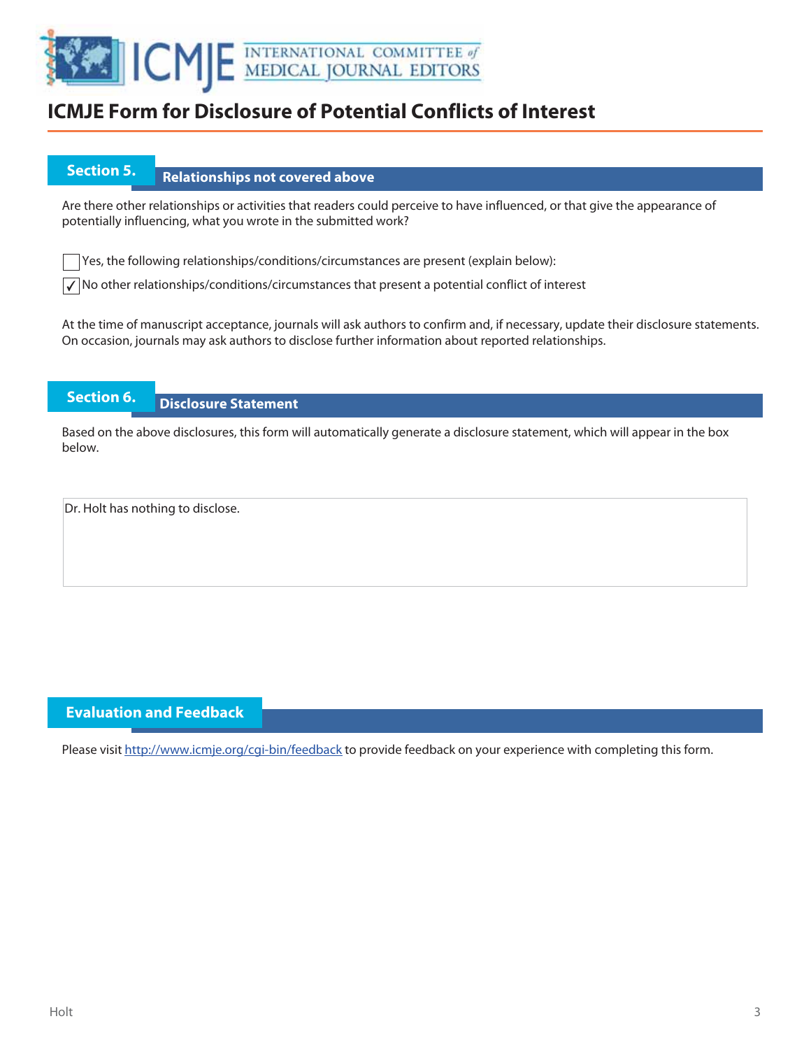# ICMJE Form for Disclosure of Potential Conflicts of Interest

## Section 5. Relationships not covered above

Are there other relationships or activities that readers could perceive to have influenced, or that give the appearance of potentially influencing, what you wrote in the submitted work?

☐ Yes, the following relationships/conditions/circumstances are present (explain below):

☑ No other relationships/conditions/circumstances that present a potential conflict of interest

At the time of manuscript acceptance, journals will ask authors to confirm and, if necessary, update their disclosure statements. On occasion, journals may ask authors to disclose further information about reported relationships.

## Section 6. Disclosure Statement

Based on the above disclosures, this form will automatically generate a disclosure statement, which will appear in the box below.

Dr. Holt has nothing to disclose.

## Evaluation and Feedback

Please visit http://www.icmje.org/cgi-bin/feedback to provide feedback on your experience with completing this form.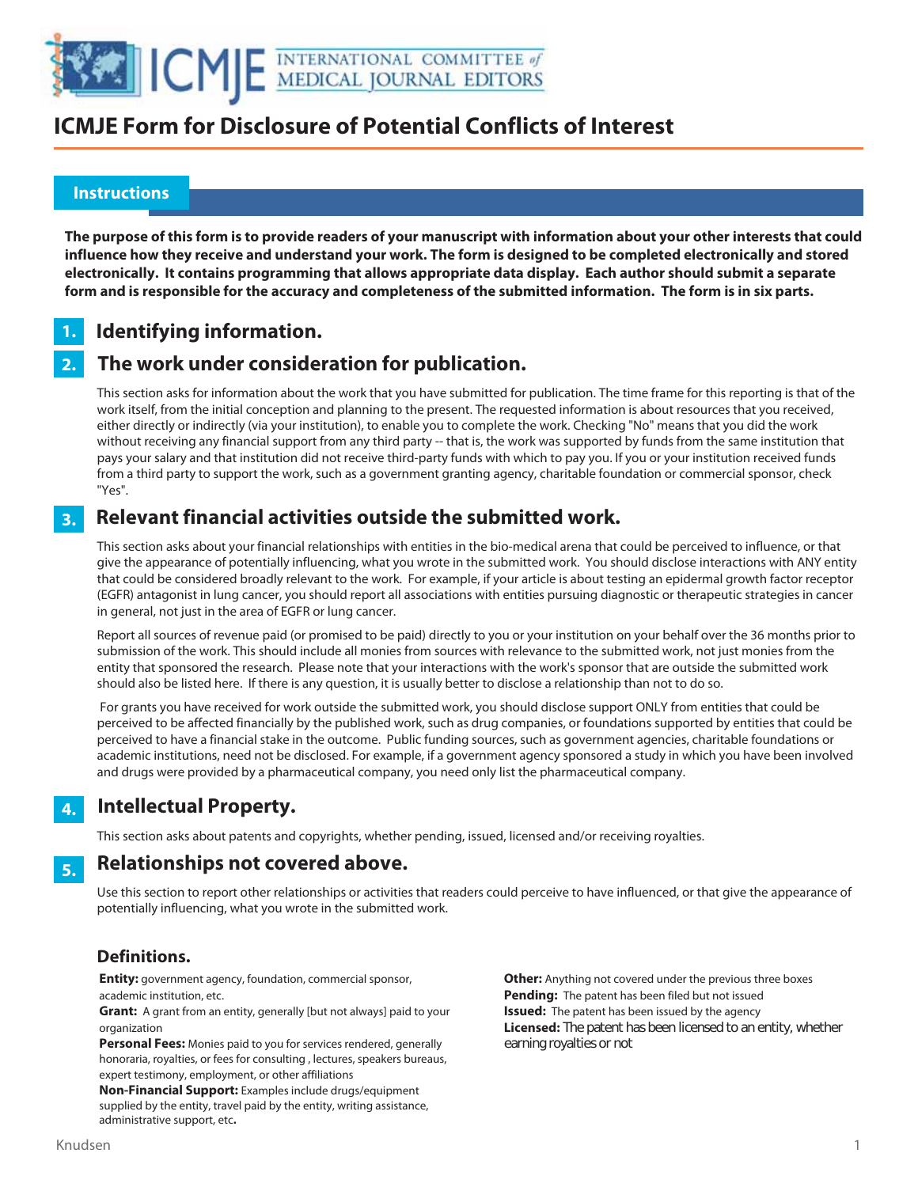# ICMJE Form for Disclosure of Potential Conflicts of Interest

## Instructions

**The purpose of this form is to provide readers of your manuscript with information about your other interests that could influence how they receive and understand your work. The form is designed to be completed electronically and stored electronically. It contains programming that allows appropriate data display. Each author should submit a separate form and is responsible for the accuracy and completeness of the submitted information. The form is in six parts.**

### 1. Identifying information.

### 2. The work under consideration for publication.

This section asks for information about the work that you have submitted for publication. The time frame for this reporting is that of the work itself, from the initial conception and planning to the present. The requested information is about resources that you received, either directly or indirectly (via your institution), to enable you to complete the work. Checking "No" means that you did the work without receiving any financial support from any third party -- that is, the work was supported by funds from the same institution that pays your salary and that institution did not receive third-party funds with which to pay you. If you or your institution received funds from a third party to support the work, such as a government granting agency, charitable foundation or commercial sponsor, check "Yes".

### 3. Relevant financial activities outside the submitted work.

This section asks about your financial relationships with entities in the bio-medical arena that could be perceived to influence, or that give the appearance of potentially influencing, what you wrote in the submitted work. You should disclose interactions with ANY entity that could be considered broadly relevant to the work. For example, if your article is about testing an epidermal growth factor receptor (EGFR) antagonist in lung cancer, you should report all associations with entities pursuing diagnostic or therapeutic strategies in cancer in general, not just in the area of EGFR or lung cancer.

Report all sources of revenue paid (or promised to be paid) directly to you or your institution on your behalf over the 36 months prior to submission of the work. This should include all monies from sources with relevance to the submitted work, not just monies from the entity that sponsored the research. Please note that your interactions with the work's sponsor that are outside the submitted work should also be listed here. If there is any question, it is usually better to disclose a relationship than not to do so.

For grants you have received for work outside the submitted work, you should disclose support ONLY from entities that could be perceived to be affected financially by the published work, such as drug companies, or foundations supported by entities that could be perceived to have a financial stake in the outcome. Public funding sources, such as government agencies, charitable foundations or academic institutions, need not be disclosed. For example, if a government agency sponsored a study in which you have been involved and drugs were provided by a pharmaceutical company, you need only list the pharmaceutical company.

### 4. Intellectual Property.

This section asks about patents and copyrights, whether pending, issued, licensed and/or receiving royalties.

### 5. Relationships not covered above.

Use this section to report other relationships or activities that readers could perceive to have influenced, or that give the appearance of potentially influencing, what you wrote in the submitted work.

### Definitions.

**Entity:** government agency, foundation, commercial sponsor, academic institution, etc.

**Grant:** A grant from an entity, generally [but not always] paid to your organization

**Personal Fees:** Monies paid to you for services rendered, generally honoraria, royalties, or fees for consulting , lectures, speakers bureaus, expert testimony, employment, or other affiliations

**Non-Financial Support:** Examples include drugs/equipment supplied by the entity, travel paid by the entity, writing assistance, administrative support, etc**.**

**Other:** Anything not covered under the previous three boxes

**Pending:** The patent has been filed but not issued

**Issued:** The patent has been issued by the agency

**Licensed:** The patent has been licensed to an entity, whether earning royalties or not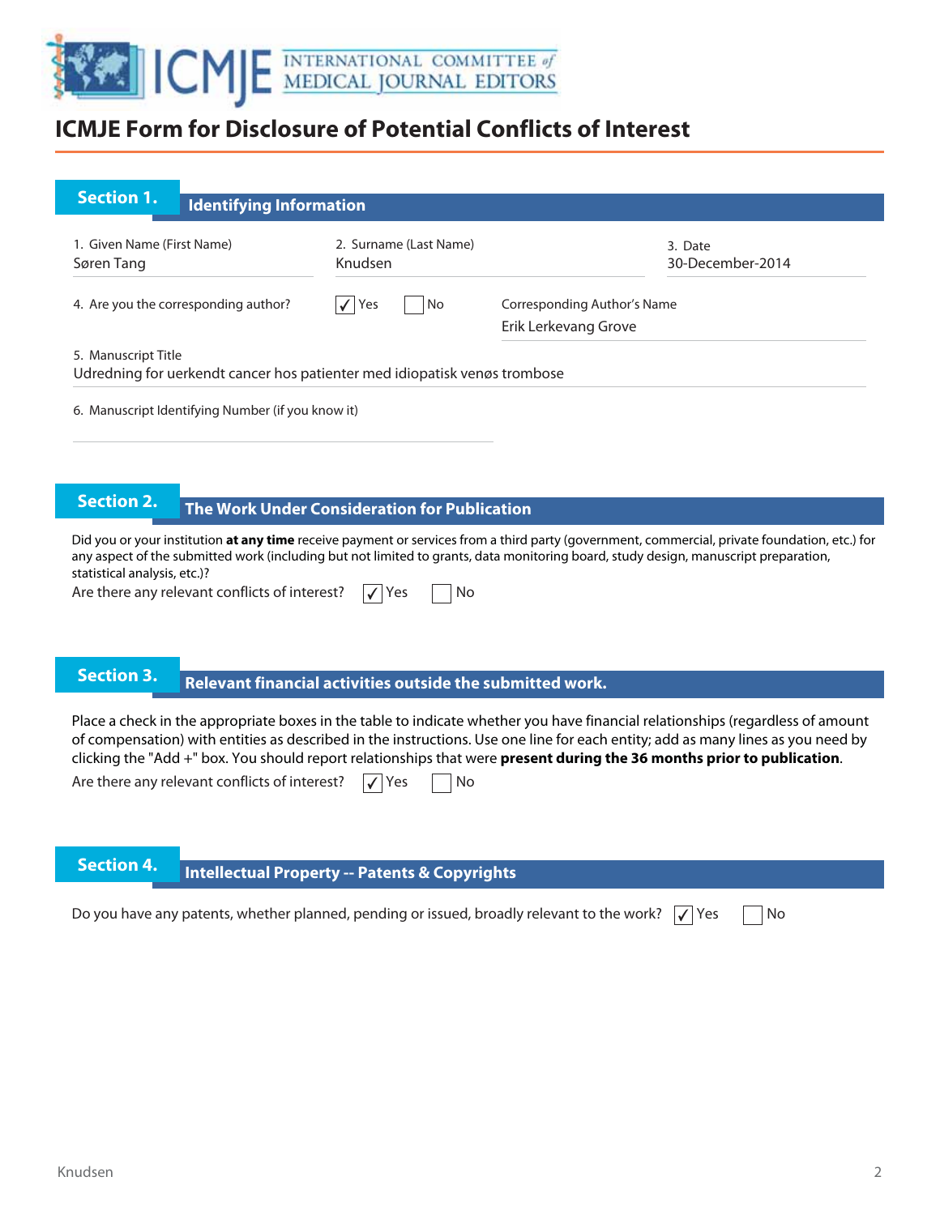# ICMJE Form for Disclosure of Potential Conflicts of Interest

## Section 1. Identifying Information

1. Given Name (First Name)
Søren Tang

2. Surname (Last Name)
Knudsen

3. Date
30-December-2014

4. Are you the corresponding author? ☑ Yes ☐ No

Corresponding Author's Name
Erik Lerkevang Grove

5. Manuscript Title
Udredning for uerkendt cancer hos patienter med idiopatisk venøs trombose

6. Manuscript Identifying Number (if you know it)

## Section 2. The Work Under Consideration for Publication

Did you or your institution **at any time** receive payment or services from a third party (government, commercial, private foundation, etc.) for any aspect of the submitted work (including but not limited to grants, data monitoring board, study design, manuscript preparation, statistical analysis, etc.)?

Are there any relevant conflicts of interest? ☑ Yes ☐ No

## Section 3. Relevant financial activities outside the submitted work.

Place a check in the appropriate boxes in the table to indicate whether you have financial relationships (regardless of amount of compensation) with entities as described in the instructions. Use one line for each entity; add as many lines as you need by clicking the "Add +" box. You should report relationships that were **present during the 36 months prior to publication**.

Are there any relevant conflicts of interest? ☑ Yes ☐ No

## Section 4. Intellectual Property -- Patents & Copyrights

Do you have any patents, whether planned, pending or issued, broadly relevant to the work? ☑ Yes ☐ No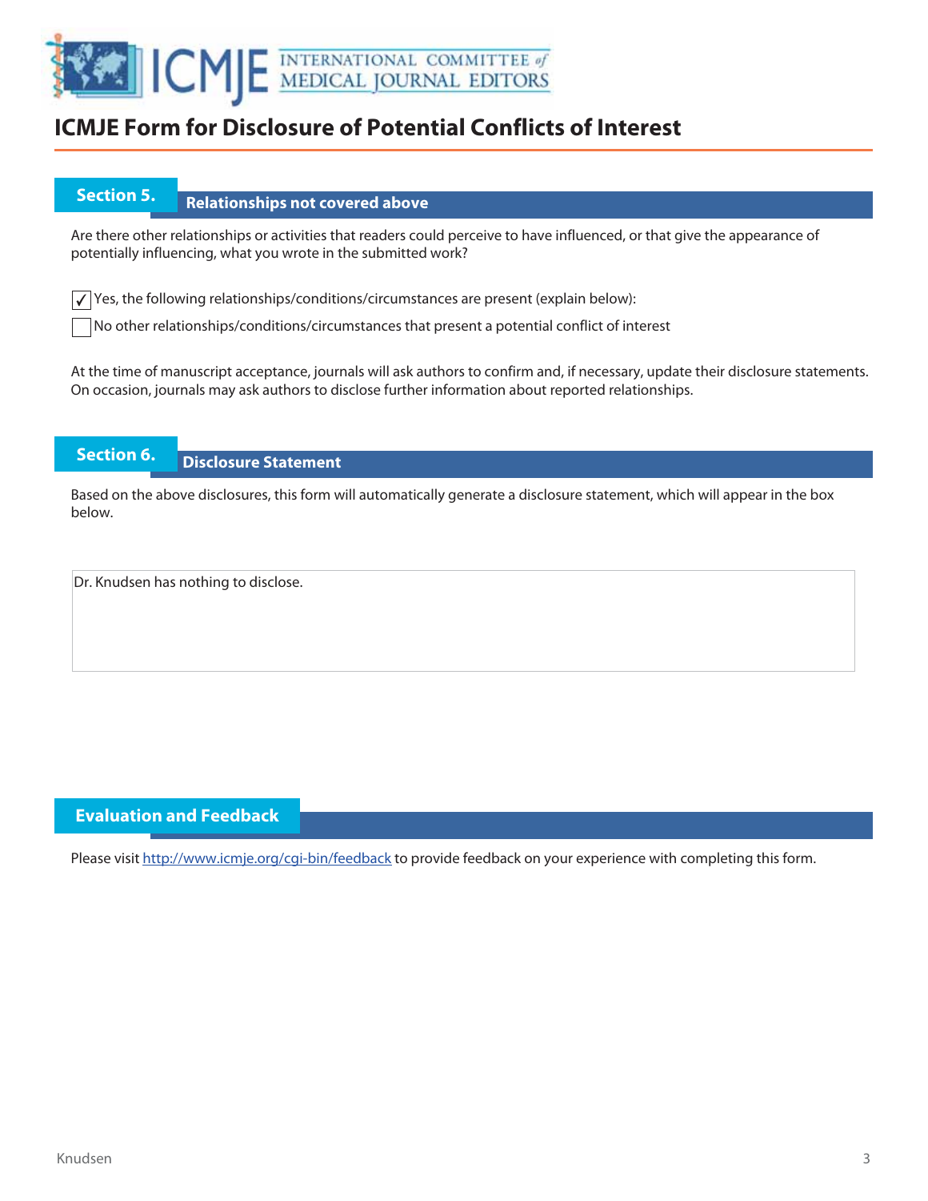# ICMJE Form for Disclosure of Potential Conflicts of Interest

## Section 5. Relationships not covered above

Are there other relationships or activities that readers could perceive to have influenced, or that give the appearance of potentially influencing, what you wrote in the submitted work?

- [x] Yes, the following relationships/conditions/circumstances are present (explain below):
- [ ] No other relationships/conditions/circumstances that present a potential conflict of interest

At the time of manuscript acceptance, journals will ask authors to confirm and, if necessary, update their disclosure statements. On occasion, journals may ask authors to disclose further information about reported relationships.

## Section 6. Disclosure Statement

Based on the above disclosures, this form will automatically generate a disclosure statement, which will appear in the box below.

Dr. Knudsen has nothing to disclose.

## Evaluation and Feedback

Please visit http://www.icmje.org/cgi-bin/feedback to provide feedback on your experience with completing this form.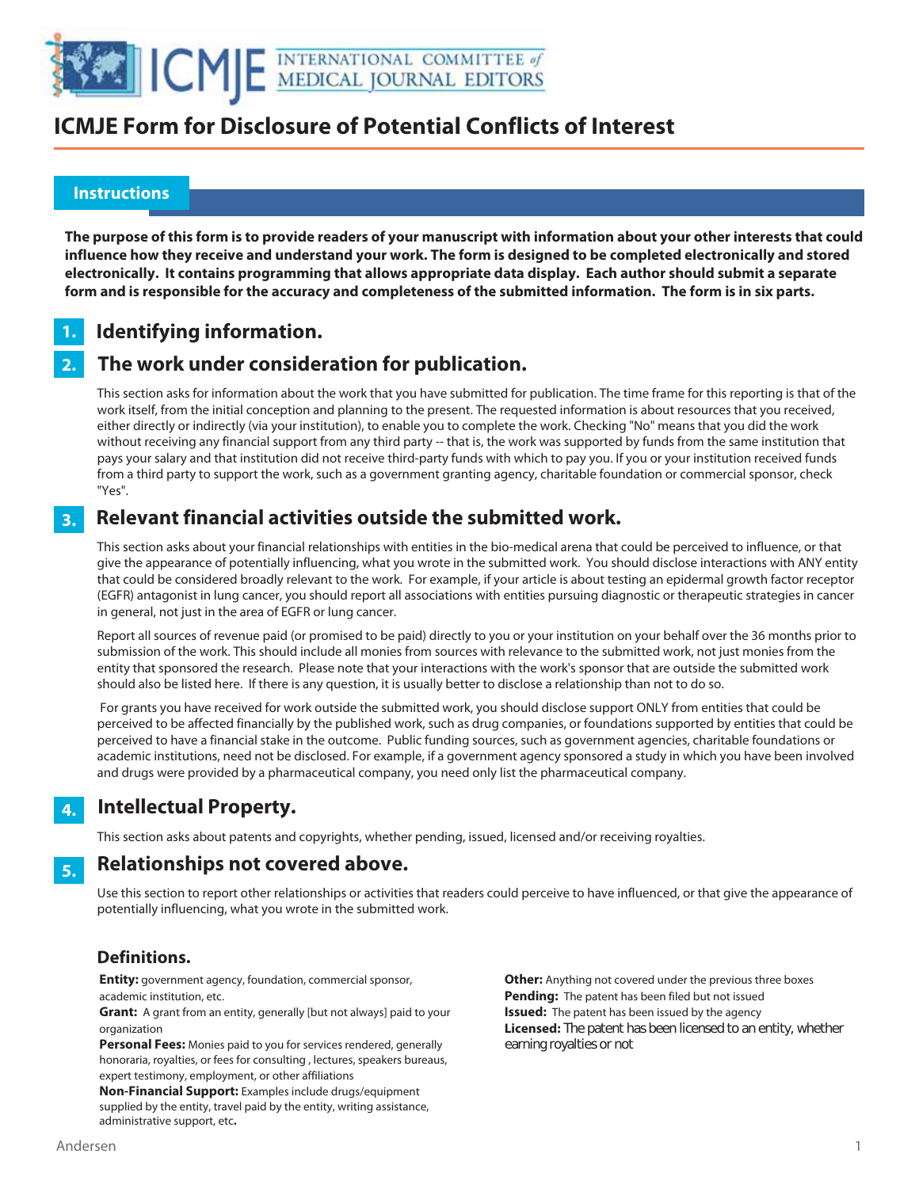# ICMJE Form for Disclosure of Potential Conflicts of Interest

## Instructions

**The purpose of this form is to provide readers of your manuscript with information about your other interests that could influence how they receive and understand your work. The form is designed to be completed electronically and stored electronically. It contains programming that allows appropriate data display. Each author should submit a separate form and is responsible for the accuracy and completeness of the submitted information. The form is in six parts.**

### 1. Identifying information.

### 2. The work under consideration for publication.

This section asks for information about the work that you have submitted for publication. The time frame for this reporting is that of the work itself, from the initial conception and planning to the present. The requested information is about resources that you received, either directly or indirectly (via your institution), to enable you to complete the work. Checking "No" means that you did the work without receiving any financial support from any third party -- that is, the work was supported by funds from the same institution that pays your salary and that institution did not receive third-party funds with which to pay you. If you or your institution received funds from a third party to support the work, such as a government granting agency, charitable foundation or commercial sponsor, check "Yes".

### 3. Relevant financial activities outside the submitted work.

This section asks about your financial relationships with entities in the bio-medical arena that could be perceived to influence, or that give the appearance of potentially influencing, what you wrote in the submitted work. You should disclose interactions with ANY entity that could be considered broadly relevant to the work. For example, if your article is about testing an epidermal growth factor receptor (EGFR) antagonist in lung cancer, you should report all associations with entities pursuing diagnostic or therapeutic strategies in cancer in general, not just in the area of EGFR or lung cancer.

Report all sources of revenue paid (or promised to be paid) directly to you or your institution on your behalf over the 36 months prior to submission of the work. This should include all monies from sources with relevance to the submitted work, not just monies from the entity that sponsored the research. Please note that your interactions with the work's sponsor that are outside the submitted work should also be listed here. If there is any question, it is usually better to disclose a relationship than not to do so.

For grants you have received for work outside the submitted work, you should disclose support ONLY from entities that could be perceived to be affected financially by the published work, such as drug companies, or foundations supported by entities that could be perceived to have a financial stake in the outcome. Public funding sources, such as government agencies, charitable foundations or academic institutions, need not be disclosed. For example, if a government agency sponsored a study in which you have been involved and drugs were provided by a pharmaceutical company, you need only list the pharmaceutical company.

### 4. Intellectual Property.

This section asks about patents and copyrights, whether pending, issued, licensed and/or receiving royalties.

### 5. Relationships not covered above.

Use this section to report other relationships or activities that readers could perceive to have influenced, or that give the appearance of potentially influencing, what you wrote in the submitted work.

### Definitions.

**Entity:** government agency, foundation, commercial sponsor, academic institution, etc.

**Grant:** A grant from an entity, generally [but not always] paid to your organization

**Personal Fees:** Monies paid to you for services rendered, generally honoraria, royalties, or fees for consulting , lectures, speakers bureaus, expert testimony, employment, or other affiliations

**Non-Financial Support:** Examples include drugs/equipment supplied by the entity, travel paid by the entity, writing assistance, administrative support, etc**.**

**Other:** Anything not covered under the previous three boxes

**Pending:** The patent has been filed but not issued

**Issued:** The patent has been issued by the agency

**Licensed:** The patent has been licensed to an entity, whether earning royalties or not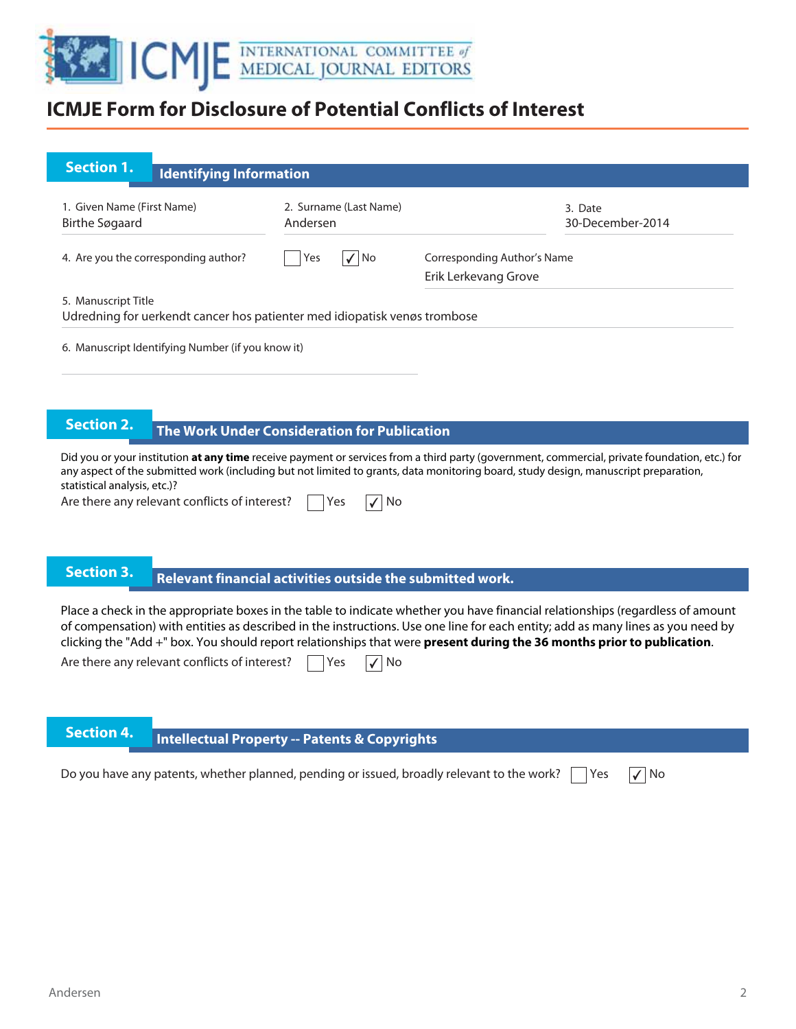# ICMJE Form for Disclosure of Potential Conflicts of Interest

## Section 1. Identifying Information

1. Given Name (First Name)
Birthe Søgaard

2. Surname (Last Name)
Andersen

3. Date
30-December-2014

4. Are you the corresponding author? ☐ Yes ☑ No

Corresponding Author's Name
Erik Lerkevang Grove

5. Manuscript Title
Udredning for uerkendt cancer hos patienter med idiopatisk venøs trombose

6. Manuscript Identifying Number (if you know it)

## Section 2. The Work Under Consideration for Publication

Did you or your institution **at any time** receive payment or services from a third party (government, commercial, private foundation, etc.) for any aspect of the submitted work (including but not limited to grants, data monitoring board, study design, manuscript preparation, statistical analysis, etc.)?

Are there any relevant conflicts of interest? ☐ Yes ☑ No

## Section 3. Relevant financial activities outside the submitted work.

Place a check in the appropriate boxes in the table to indicate whether you have financial relationships (regardless of amount of compensation) with entities as described in the instructions. Use one line for each entity; add as many lines as you need by clicking the "Add +" box. You should report relationships that were **present during the 36 months prior to publication**.

Are there any relevant conflicts of interest? ☐ Yes ☑ No

## Section 4. Intellectual Property -- Patents & Copyrights

Do you have any patents, whether planned, pending or issued, broadly relevant to the work? ☐ Yes ☑ No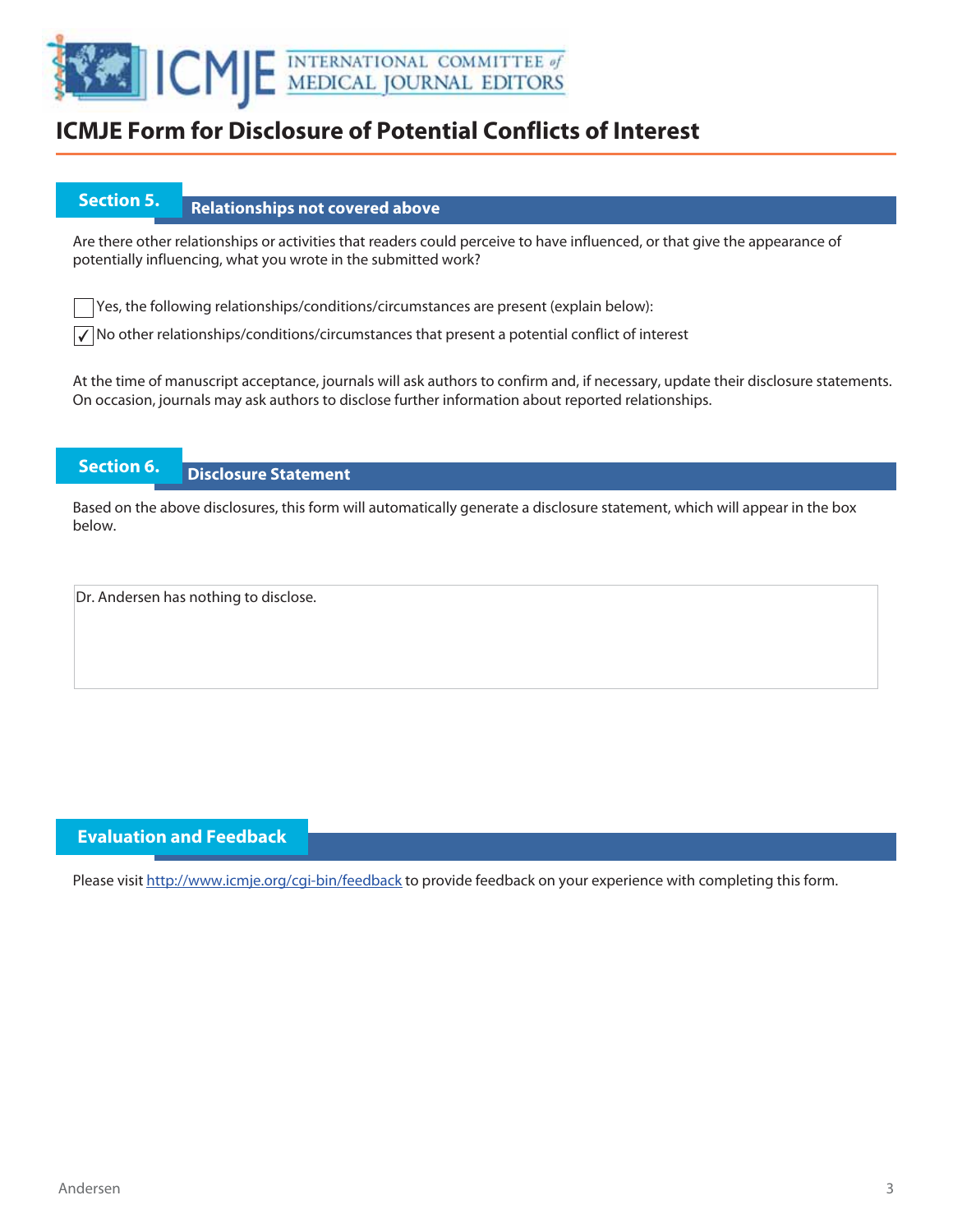# ICMJE Form for Disclosure of Potential Conflicts of Interest

## Section 5. Relationships not covered above

Are there other relationships or activities that readers could perceive to have influenced, or that give the appearance of potentially influencing, what you wrote in the submitted work?

☐ Yes, the following relationships/conditions/circumstances are present (explain below):

☑ No other relationships/conditions/circumstances that present a potential conflict of interest

At the time of manuscript acceptance, journals will ask authors to confirm and, if necessary, update their disclosure statements. On occasion, journals may ask authors to disclose further information about reported relationships.

## Section 6. Disclosure Statement

Based on the above disclosures, this form will automatically generate a disclosure statement, which will appear in the box below.

Dr. Andersen has nothing to disclose.

## Evaluation and Feedback

Please visit http://www.icmje.org/cgi-bin/feedback to provide feedback on your experience with completing this form.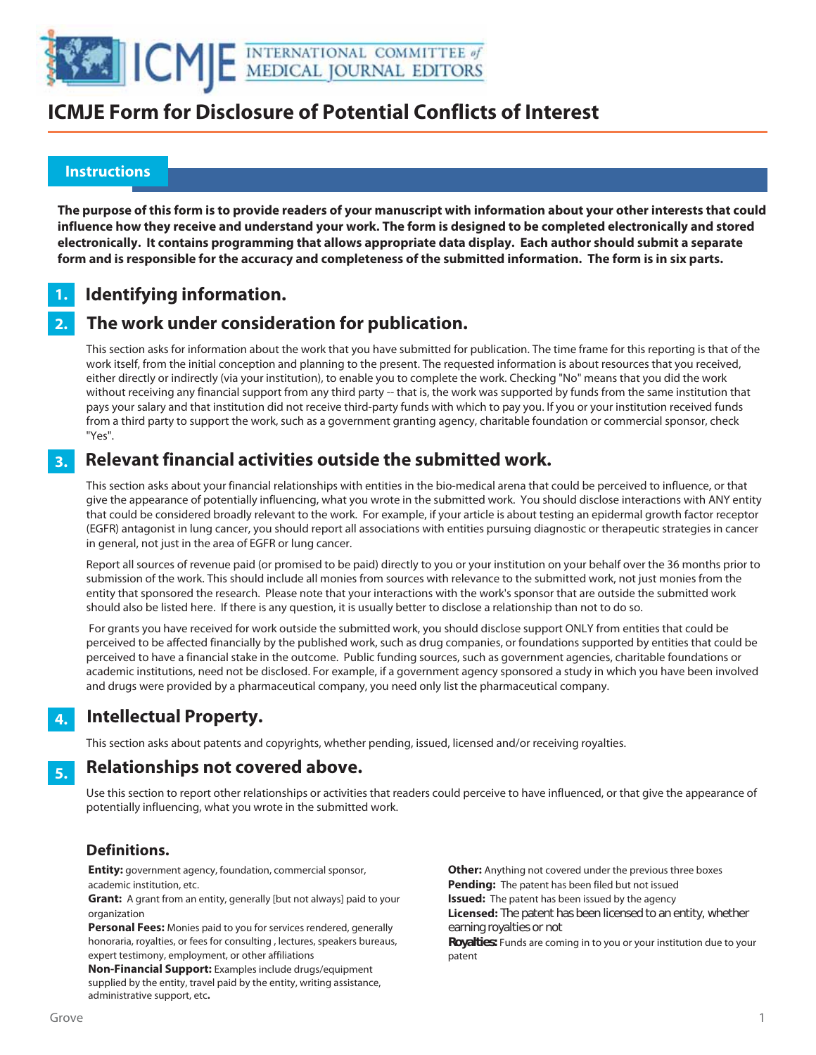# ICMJE Form for Disclosure of Potential Conflicts of Interest

## Instructions

**The purpose of this form is to provide readers of your manuscript with information about your other interests that could influence how they receive and understand your work. The form is designed to be completed electronically and stored electronically. It contains programming that allows appropriate data display. Each author should submit a separate form and is responsible for the accuracy and completeness of the submitted information. The form is in six parts.**

## 1. Identifying information.

## 2. The work under consideration for publication.

This section asks for information about the work that you have submitted for publication. The time frame for this reporting is that of the work itself, from the initial conception and planning to the present. The requested information is about resources that you received, either directly or indirectly (via your institution), to enable you to complete the work. Checking "No" means that you did the work without receiving any financial support from any third party -- that is, the work was supported by funds from the same institution that pays your salary and that institution did not receive third-party funds with which to pay you. If you or your institution received funds from a third party to support the work, such as a government granting agency, charitable foundation or commercial sponsor, check "Yes".

## 3. Relevant financial activities outside the submitted work.

This section asks about your financial relationships with entities in the bio-medical arena that could be perceived to influence, or that give the appearance of potentially influencing, what you wrote in the submitted work. You should disclose interactions with ANY entity that could be considered broadly relevant to the work. For example, if your article is about testing an epidermal growth factor receptor (EGFR) antagonist in lung cancer, you should report all associations with entities pursuing diagnostic or therapeutic strategies in cancer in general, not just in the area of EGFR or lung cancer.

Report all sources of revenue paid (or promised to be paid) directly to you or your institution on your behalf over the 36 months prior to submission of the work. This should include all monies from sources with relevance to the submitted work, not just monies from the entity that sponsored the research. Please note that your interactions with the work's sponsor that are outside the submitted work should also be listed here. If there is any question, it is usually better to disclose a relationship than not to do so.

For grants you have received for work outside the submitted work, you should disclose support ONLY from entities that could be perceived to be affected financially by the published work, such as drug companies, or foundations supported by entities that could be perceived to have a financial stake in the outcome. Public funding sources, such as government agencies, charitable foundations or academic institutions, need not be disclosed. For example, if a government agency sponsored a study in which you have been involved and drugs were provided by a pharmaceutical company, you need only list the pharmaceutical company.

## 4. Intellectual Property.

This section asks about patents and copyrights, whether pending, issued, licensed and/or receiving royalties.

## 5. Relationships not covered above.

Use this section to report other relationships or activities that readers could perceive to have influenced, or that give the appearance of potentially influencing, what you wrote in the submitted work.

### Definitions.

**Entity:** government agency, foundation, commercial sponsor, academic institution, etc.

**Grant:** A grant from an entity, generally [but not always] paid to your organization

**Personal Fees:** Monies paid to you for services rendered, generally honoraria, royalties, or fees for consulting , lectures, speakers bureaus, expert testimony, employment, or other affiliations

**Non-Financial Support:** Examples include drugs/equipment supplied by the entity, travel paid by the entity, writing assistance, administrative support, etc**.**

**Other:** Anything not covered under the previous three boxes

**Pending:** The patent has been filed but not issued

**Issued:** The patent has been issued by the agency

**Licensed:** The patent has been licensed to an entity, whether earning royalties or not

**Royalties:** Funds are coming in to you or your institution due to your patent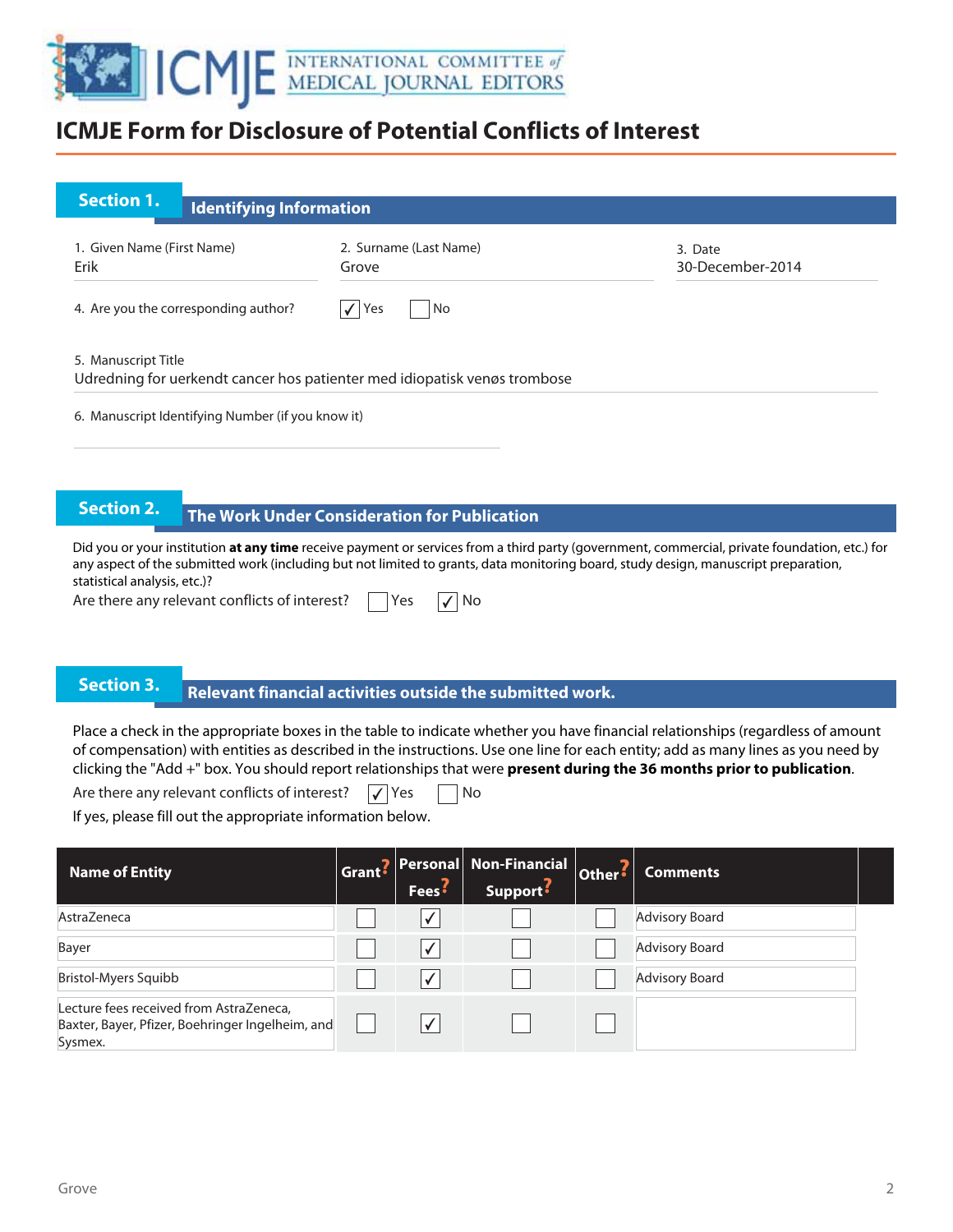# ICMJE Form for Disclosure of Potential Conflicts of Interest

## Section 1. Identifying Information

1. Given Name (First Name)
Erik

2. Surname (Last Name)
Grove

3. Date
30-December-2014

4. Are you the corresponding author? ☑ Yes ☐ No

5. Manuscript Title
Udredning for uerkendt cancer hos patienter med idiopatisk venøs trombose

6. Manuscript Identifying Number (if you know it)

## Section 2. The Work Under Consideration for Publication

Did you or your institution **at any time** receive payment or services from a third party (government, commercial, private foundation, etc.) for any aspect of the submitted work (including but not limited to grants, data monitoring board, study design, manuscript preparation, statistical analysis, etc.)?

Are there any relevant conflicts of interest? ☐ Yes ☑ No

## Section 3. Relevant financial activities outside the submitted work.

Place a check in the appropriate boxes in the table to indicate whether you have financial relationships (regardless of amount of compensation) with entities as described in the instructions. Use one line for each entity; add as many lines as you need by clicking the "Add +" box. You should report relationships that were **present during the 36 months prior to publication**.

Are there any relevant conflicts of interest? ☑ Yes ☐ No

If yes, please fill out the appropriate information below.

| Name of Entity | Grant | Personal Fees | Non-Financial Support | Other | Comments |
|---|---|---|---|---|---|
| AstraZeneca | ☐ | ☑ | ☐ | ☐ | Advisory Board |
| Bayer | ☐ | ☑ | ☐ | ☐ | Advisory Board |
| Bristol-Myers Squibb | ☐ | ☑ | ☐ | ☐ | Advisory Board |
| Lecture fees received from AstraZeneca, Baxter, Bayer, Pfizer, Boehringer Ingelheim, and Sysmex. | ☐ | ☑ | ☐ | ☐ | |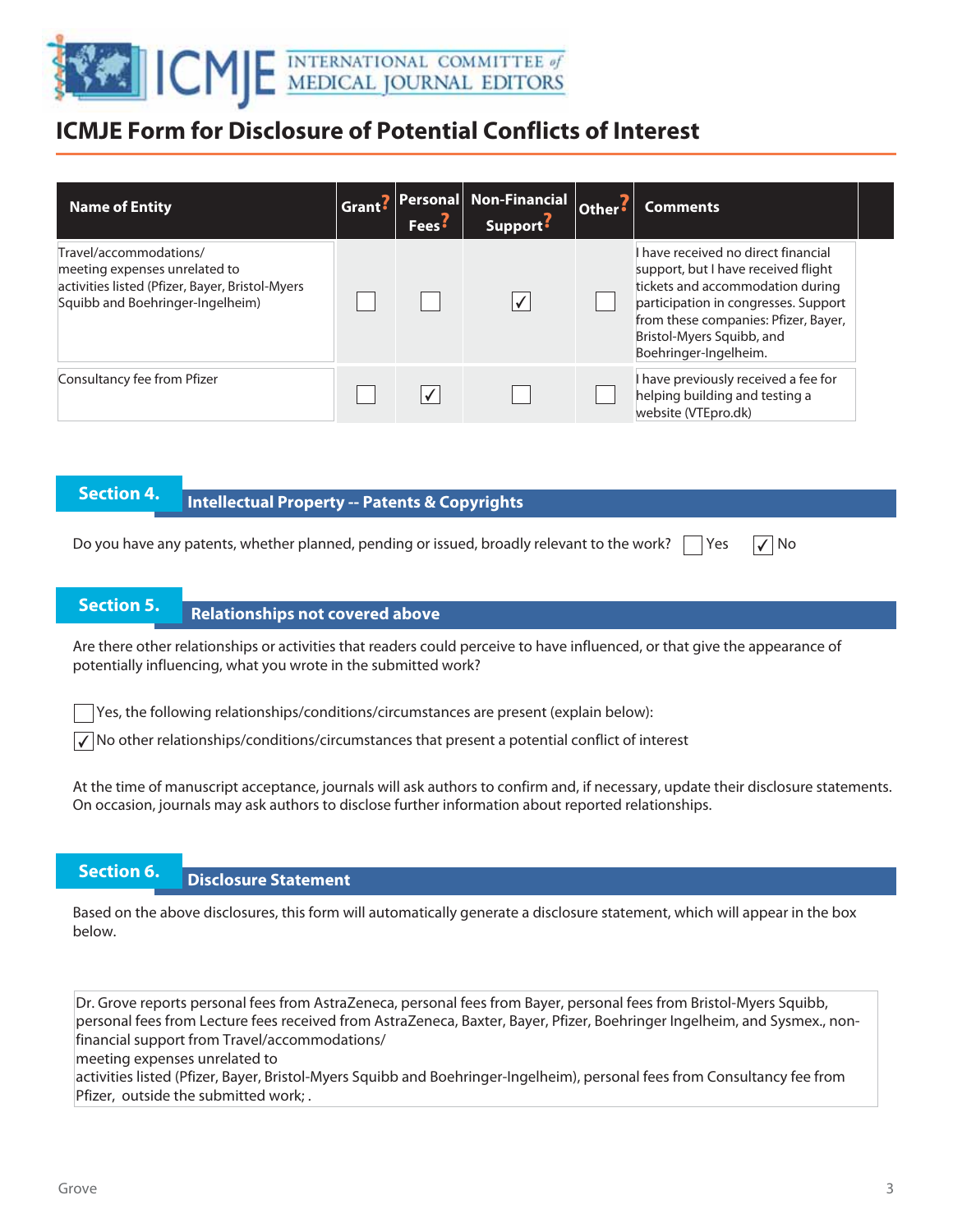# ICMJE Form for Disclosure of Potential Conflicts of Interest

| Name of Entity | Grant? | Personal Fees? | Non-Financial Support? | Other? | Comments |
|---|---|---|---|---|---|
| Travel/accommodations/ meeting expenses unrelated to activities listed (Pfizer, Bayer, Bristol-Myers Squibb and Boehringer-Ingelheim) | ☐ | ☐ | ☑ | ☐ | I have received no direct financial support, but I have received flight tickets and accommodation during participation in congresses. Support from these companies: Pfizer, Bayer, Bristol-Myers Squibb, and Boehringer-Ingelheim. |
| Consultancy fee from Pfizer | ☐ | ☑ | ☐ | ☐ | I have previously received a fee for helping building and testing a website (VTEpro.dk) |

## Section 4. Intellectual Property -- Patents & Copyrights

Do you have any patents, whether planned, pending or issued, broadly relevant to the work? ☐ Yes ☑ No

## Section 5. Relationships not covered above

Are there other relationships or activities that readers could perceive to have influenced, or that give the appearance of potentially influencing, what you wrote in the submitted work?

☐ Yes, the following relationships/conditions/circumstances are present (explain below):

☑ No other relationships/conditions/circumstances that present a potential conflict of interest

At the time of manuscript acceptance, journals will ask authors to confirm and, if necessary, update their disclosure statements. On occasion, journals may ask authors to disclose further information about reported relationships.

## Section 6. Disclosure Statement

Based on the above disclosures, this form will automatically generate a disclosure statement, which will appear in the box below.

Dr. Grove reports personal fees from AstraZeneca, personal fees from Bayer, personal fees from Bristol-Myers Squibb, personal fees from Lecture fees received from AstraZeneca, Baxter, Bayer, Pfizer, Boehringer Ingelheim, and Sysmex., non-financial support from Travel/accommodations/
meeting expenses unrelated to
activities listed (Pfizer, Bayer, Bristol-Myers Squibb and Boehringer-Ingelheim), personal fees from Consultancy fee from Pfizer, outside the submitted work; .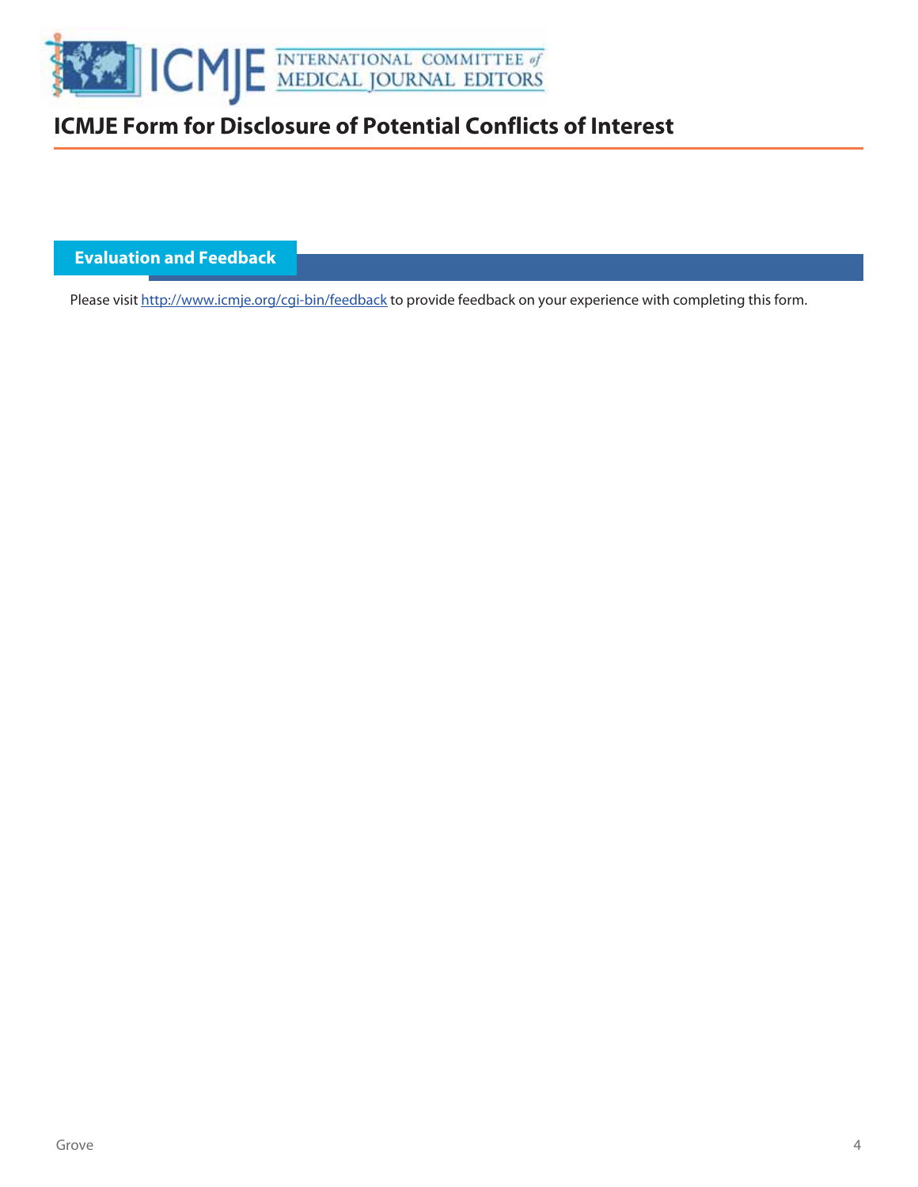# ICMJE Form for Disclosure of Potential Conflicts of Interest

## Evaluation and Feedback

Please visit http://www.icmje.org/cgi-bin/feedback to provide feedback on your experience with completing this form.